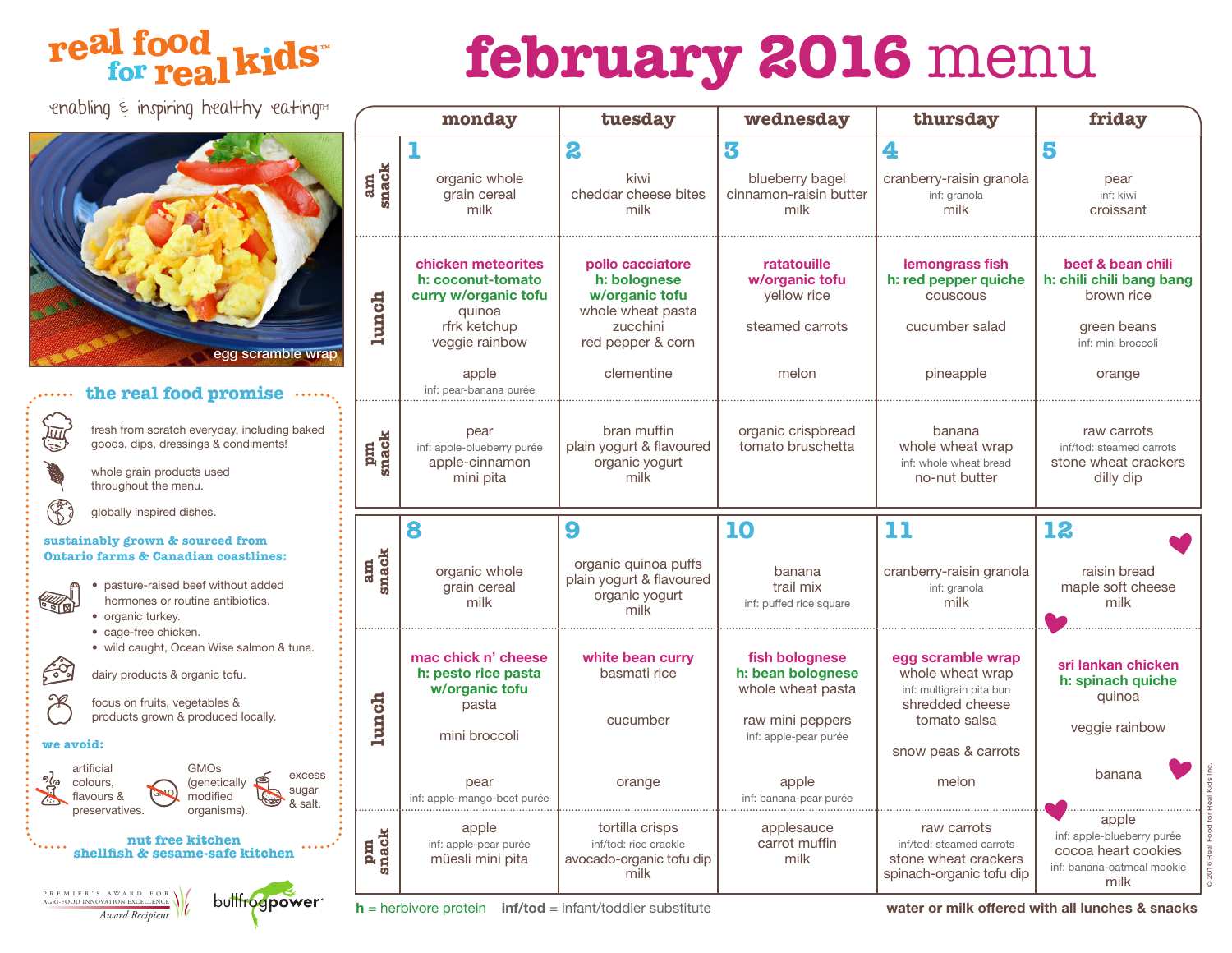# real food for real kids™

enabling & inspiring healthy eating™

egg scramble wrap

## the real food promise

- fresh from scratch everyday, including baked goods, dips, dressings & condiments!
- whole grain products used throughout the menu.
- globally inspired dishes.

**sustainably grown & sourced from Ontario farms & Canadian coastlines:**

- pasture-raised beef without added hormones or routine antibiotics.
- organic turkey.
- cage-free chicken.
- wild caught, Ocean Wise salmon & tuna.

dairy products & organic tofu.

focus on fruits, vegetables & products grown & produced locally.

**we avoid:**

- artificial colours, flavours & preservatives.
- GMOs (genetically modified organisms).
- excess sugar & salt.

**nut free kitchen**
**shellfish & sesame-safe kitchen**

PREMIER'S AWARD FOR AGRI-FOOD INNOVATION EXCELLENCE *Award Recipient*

bullfrogpower

# february 2016 menu

| | monday | tuesday | wednesday | thursday | friday |
|---|---|---|---|---|---|
| | **1** | **2** | **3** | **4** | **5** |
| am snack | organic whole grain cereal<br>milk | kiwi<br>cheddar cheese bites<br>milk | blueberry bagel<br>cinnamon-raisin butter<br>milk | cranberry-raisin granola<br>inf: granola<br>milk | pear<br>inf: kiwi<br>croissant |
| lunch | **chicken meteorites**<br>**h: coconut-tomato curry w/organic tofu**<br>quinoa<br>rfrk ketchup<br>veggie rainbow<br><br>apple<br>inf: pear-banana purée | **pollo cacciatore**<br>**h: bolognese w/organic tofu**<br>whole wheat pasta<br>zucchini<br>red pepper & corn<br><br>clementine | **ratatouille w/organic tofu**<br>yellow rice<br><br>steamed carrots<br><br>melon | **lemongrass fish**<br>**h: red pepper quiche**<br>couscous<br><br>cucumber salad<br><br>pineapple | **beef & bean chili**<br>**h: chili chili bang bang**<br>brown rice<br><br>green beans<br>inf: mini broccoli<br><br>orange |
| pm snack | pear<br>inf: apple-blueberry purée<br>apple-cinnamon mini pita | bran muffin<br>plain yogurt & flavoured organic yogurt<br>milk | organic crispbread<br>tomato bruschetta | banana<br>whole wheat wrap<br>inf: whole wheat bread<br>no-nut butter | raw carrots<br>inf/tod: steamed carrots<br>stone wheat crackers<br>dilly dip |
| | **8** | **9** | **10** | **11** | **12** |
| am snack | organic whole grain cereal<br>milk | organic quinoa puffs<br>plain yogurt & flavoured organic yogurt<br>milk | banana<br>trail mix<br>inf: puffed rice square | cranberry-raisin granola<br>inf: granola<br>milk | raisin bread<br>maple soft cheese<br>milk |
| lunch | **mac chick n' cheese**<br>**h: pesto rice pasta w/organic tofu**<br>pasta<br><br>mini broccoli<br><br>pear<br>inf: apple-mango-beet purée | **white bean curry**<br>basmati rice<br><br>cucumber<br><br>orange | **fish bolognese**<br>**h: bean bolognese**<br>whole wheat pasta<br><br>raw mini peppers<br>inf: apple-pear purée<br><br>apple<br>inf: banana-pear purée | **egg scramble wrap**<br>whole wheat wrap<br>inf: multigrain pita bun<br>shredded cheese<br>tomato salsa<br><br>snow peas & carrots<br><br>melon | **sri lankan chicken**<br>**h: spinach quiche**<br>quinoa<br><br>veggie rainbow<br><br>banana |
| pm snack | apple<br>inf: apple-pear purée<br>müesli mini pita | tortilla crisps<br>inf/tod: rice crackle<br>avocado-organic tofu dip<br>milk | applesauce carrot muffin<br>milk | raw carrots<br>inf/tod: steamed carrots<br>stone wheat crackers<br>spinach-organic tofu dip | apple<br>inf: apple-blueberry purée<br>cocoa heart cookies<br>inf: banana-oatmeal mookie<br>milk |

**h** = herbivore protein  **inf/tod** = infant/toddler substitute

**water or milk offered with all lunches & snacks**

© 2016 Real Food for Real Kids Inc.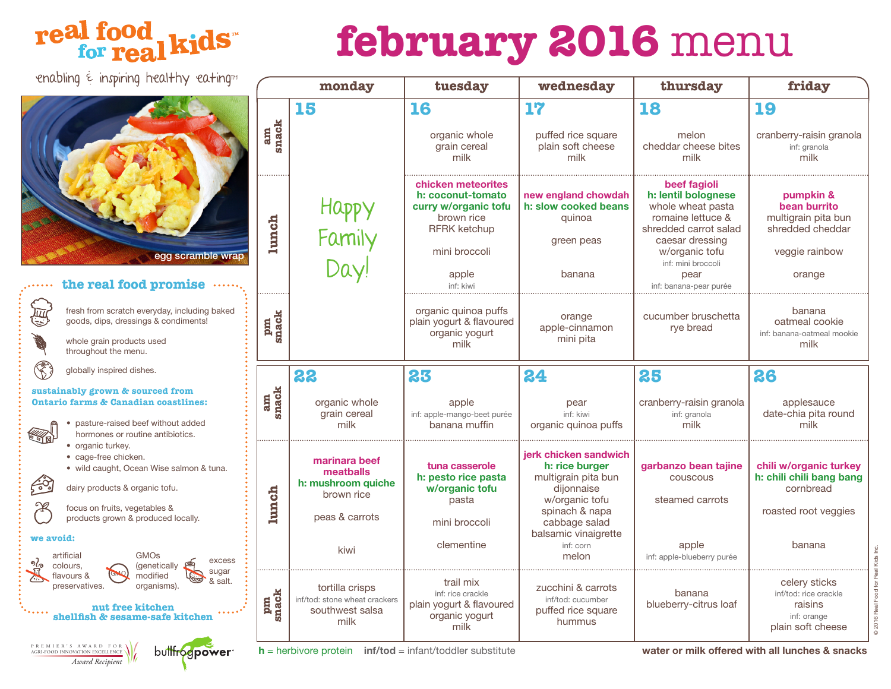# real food for real kids™

enabling & inspiring healthy eating™

egg scramble wrap

## february 2016 menu

| | monday | tuesday | wednesday | thursday | friday |
|---|---|---|---|---|---|
| | **15** | **16** | **17** | **18** | **19** |
| am snack | Happy Family Day! | organic whole grain cereal<br>milk | puffed rice square<br>plain soft cheese<br>milk | melon<br>cheddar cheese bites<br>milk | cranberry-raisin granola<br>inf: granola<br>milk |
| lunch | | **chicken meteorites**<br>**h: coconut-tomato curry w/organic tofu**<br>brown rice<br>RFRK ketchup<br>mini broccoli<br>apple<br>inf: kiwi | **new england chowdah**<br>**h: slow cooked beans**<br>quinoa<br>green peas<br>banana | **beef fagioli**<br>**h: lentil bolognese**<br>whole wheat pasta<br>romaine lettuce & shredded carrot salad<br>caesar dressing w/organic tofu<br>inf: mini broccoli<br>pear<br>inf: banana-pear purée | **pumpkin & bean burrito**<br>multigrain pita bun<br>shredded cheddar<br>veggie rainbow<br>orange |
| pm snack | | organic quinoa puffs<br>plain yogurt & flavoured organic yogurt<br>milk | orange<br>apple-cinnamon mini pita | cucumber bruschetta<br>rye bread | banana<br>oatmeal cookie<br>inf: banana-oatmeal mookie<br>milk |
| | **22** | **23** | **24** | **25** | **26** |
| am snack | organic whole grain cereal<br>milk | apple<br>inf: apple-mango-beet purée<br>banana muffin | pear<br>inf: kiwi<br>organic quinoa puffs | cranberry-raisin granola<br>inf: granola<br>milk | applesauce<br>date-chia pita round<br>milk |
| lunch | **marinara beef meatballs**<br>**h: mushroom quiche**<br>brown rice<br>peas & carrots<br>kiwi | **tuna casserole**<br>**h: pesto rice pasta w/organic tofu**<br>pasta<br>mini broccoli<br>clementine | **jerk chicken sandwich**<br>**h: rice burger**<br>multigrain pita bun<br>dijonnaise w/organic tofu<br>spinach & napa cabbage salad<br>balsamic vinaigrette<br>inf: corn<br>melon | **garbanzo bean tajine**<br>couscous<br>steamed carrots<br>apple<br>inf: apple-blueberry purée | **chili w/organic turkey**<br>**h: chili chili bang bang**<br>cornbread<br>roasted root veggies<br>banana |
| pm snack | tortilla crisps<br>inf/tod: stone wheat crackers<br>southwest salsa<br>milk | trail mix<br>inf: rice crackle<br>plain yogurt & flavoured organic yogurt<br>milk | zucchini & carrots<br>inf/tod: cucumber<br>puffed rice square<br>hummus | banana<br>blueberry-citrus loaf | celery sticks<br>inf/tod: rice crackle<br>raisins<br>inf: orange<br>plain soft cheese |

**h** = herbivore protein **inf/tod** = infant/toddler substitute

**water or milk offered with all lunches & snacks**

### the real food promise

- fresh from scratch everyday, including baked goods, dips, dressings & condiments!
- whole grain products used throughout the menu.
- globally inspired dishes.

**sustainably grown & sourced from Ontario farms & Canadian coastlines:**

- pasture-raised beef without added hormones or routine antibiotics.
- organic turkey.
- cage-free chicken.
- wild caught, Ocean Wise salmon & tuna.

dairy products & organic tofu.

focus on fruits, vegetables & products grown & produced locally.

**we avoid:**

- artificial colours, flavours & preservatives.
- GMOs (genetically modified organisms).
- excess sugar & salt.

**nut free kitchen**
**shellfish & sesame-safe kitchen**

Premier's Award for Agri-Food Innovation Excellence Award Recipient

bullfrogpower

© 2016 Real Food for Real Kids Inc.